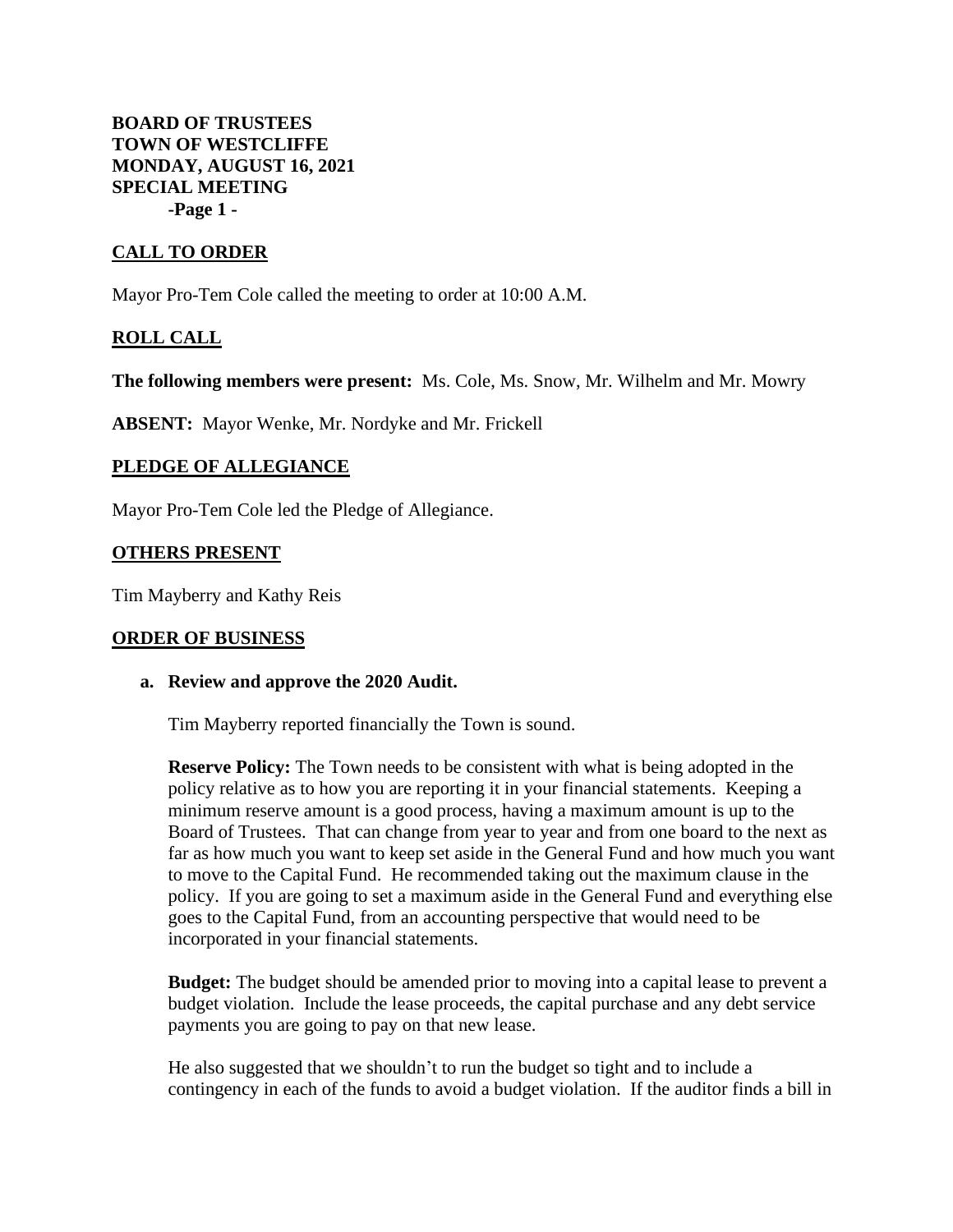**BOARD OF TRUSTEES**
**TOWN OF WESTCLIFFE**
**MONDAY, AUGUST 16, 2021**
**SPECIAL MEETING**

## CALL TO ORDER

Mayor Pro-Tem Cole called the meeting to order at 10:00 A.M.

## ROLL CALL

**The following members were present:** Ms. Cole, Ms. Snow, Mr. Wilhelm and Mr. Mowry

**ABSENT:** Mayor Wenke, Mr. Nordyke and Mr. Frickell

## PLEDGE OF ALLEGIANCE

Mayor Pro-Tem Cole led the Pledge of Allegiance.

## OTHERS PRESENT

Tim Mayberry and Kathy Reis

## ORDER OF BUSINESS

**a. Review and approve the 2020 Audit.**

Tim Mayberry reported financially the Town is sound.

**Reserve Policy:** The Town needs to be consistent with what is being adopted in the policy relative as to how you are reporting it in your financial statements. Keeping a minimum reserve amount is a good process, having a maximum amount is up to the Board of Trustees. That can change from year to year and from one board to the next as far as how much you want to keep set aside in the General Fund and how much you want to move to the Capital Fund. He recommended taking out the maximum clause in the policy. If you are going to set a maximum aside in the General Fund and everything else goes to the Capital Fund, from an accounting perspective that would need to be incorporated in your financial statements.

**Budget:** The budget should be amended prior to moving into a capital lease to prevent a budget violation. Include the lease proceeds, the capital purchase and any debt service payments you are going to pay on that new lease.

He also suggested that we shouldn't to run the budget so tight and to include a contingency in each of the funds to avoid a budget violation. If the auditor finds a bill in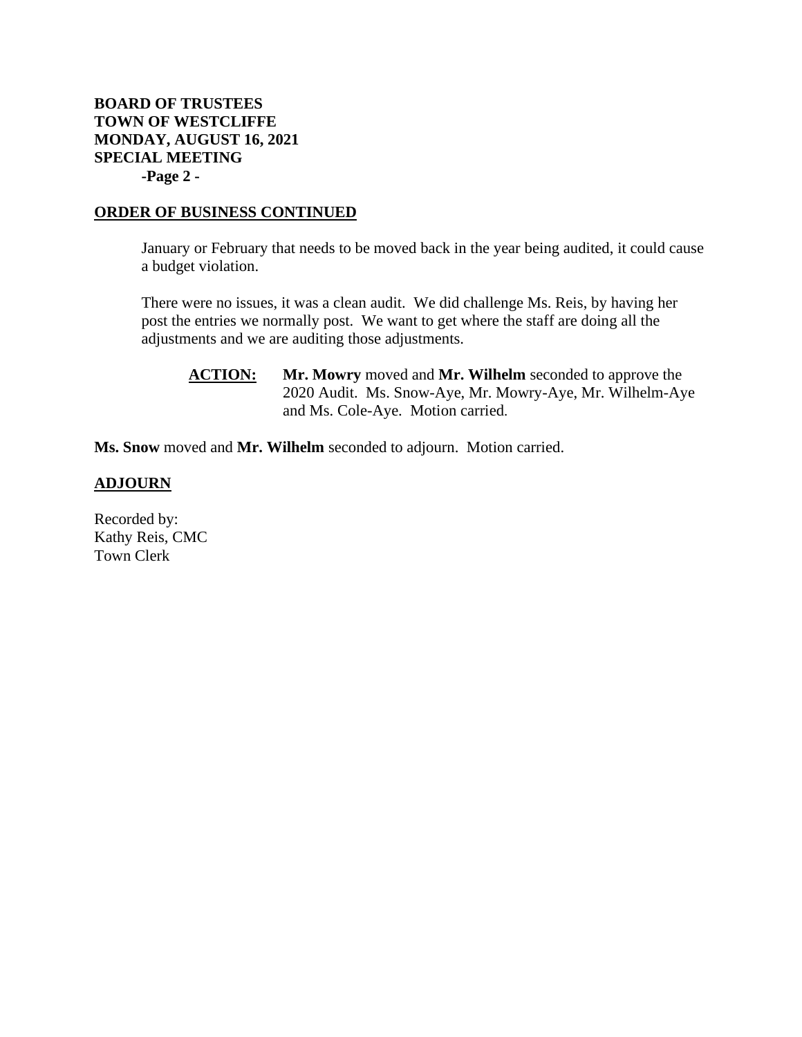## ORDER OF BUSINESS CONTINUED

January or February that needs to be moved back in the year being audited, it could cause a budget violation.

There were no issues, it was a clean audit. We did challenge Ms. Reis, by having her post the entries we normally post. We want to get where the staff are doing all the adjustments and we are auditing those adjustments.

**ACTION:** **Mr. Mowry** moved and **Mr. Wilhelm** seconded to approve the 2020 Audit. Ms. Snow-Aye, Mr. Mowry-Aye, Mr. Wilhelm-Aye and Ms. Cole-Aye. Motion carried.

**Ms. Snow** moved and **Mr. Wilhelm** seconded to adjourn. Motion carried.

## ADJOURN

Recorded by:
Kathy Reis, CMC
Town Clerk